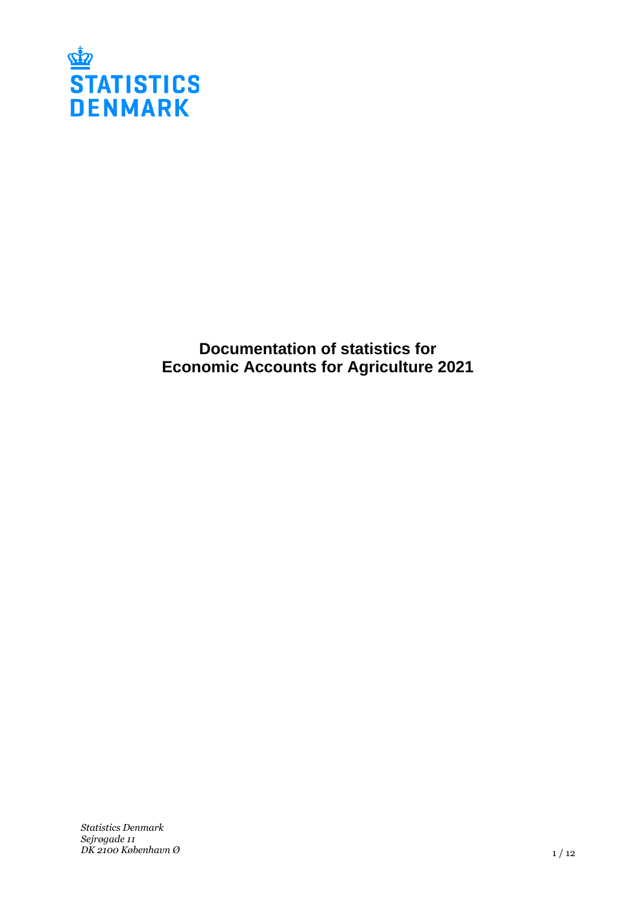STATISTICS DENMARK

# Documentation of statistics for Economic Accounts for Agriculture 2021

*Statistics Denmark*
*Sejrøgade 11*
*DK 2100 København Ø*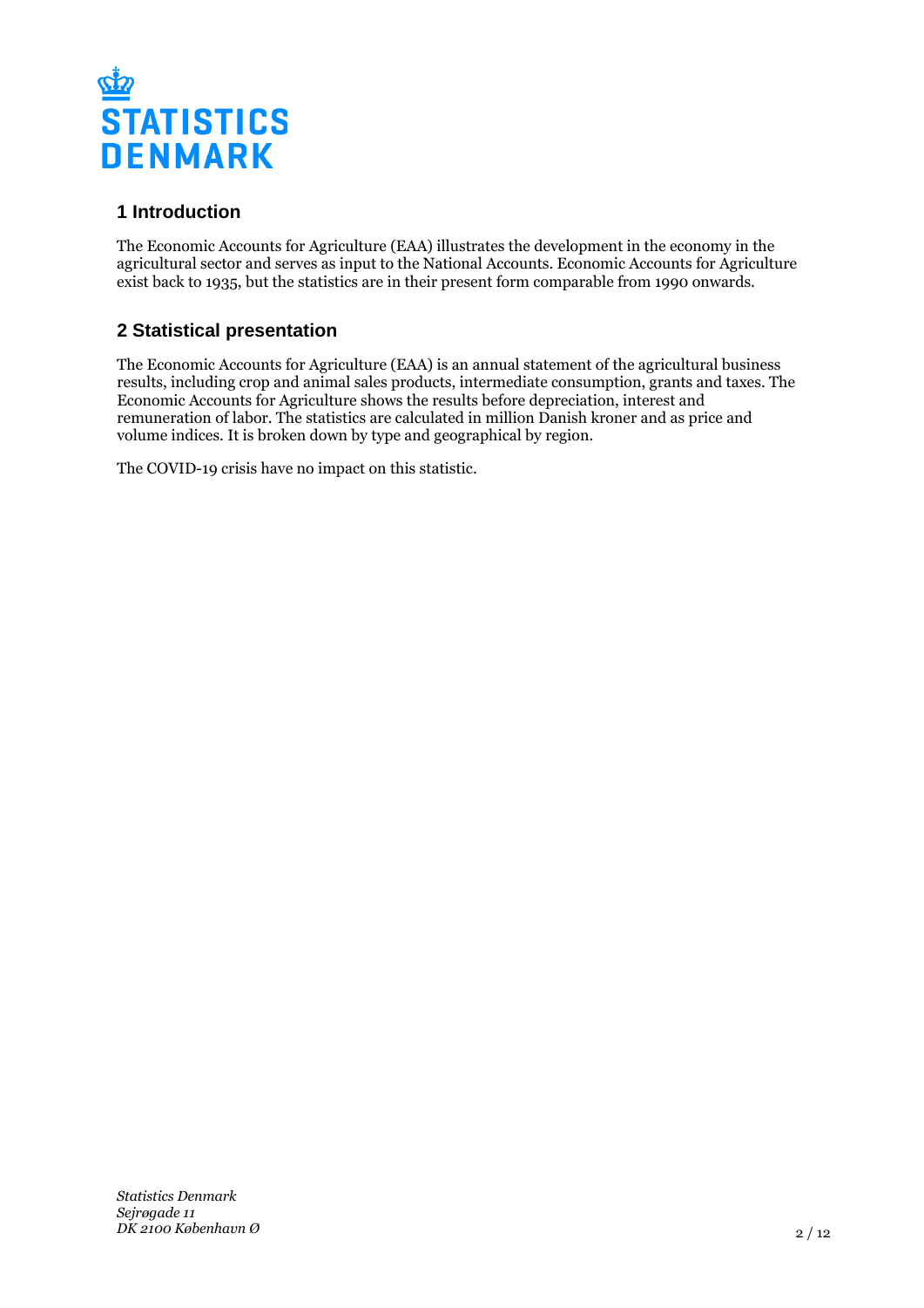## 1 Introduction

The Economic Accounts for Agriculture (EAA) illustrates the development in the economy in the agricultural sector and serves as input to the National Accounts. Economic Accounts for Agriculture exist back to 1935, but the statistics are in their present form comparable from 1990 onwards.

## 2 Statistical presentation

The Economic Accounts for Agriculture (EAA) is an annual statement of the agricultural business results, including crop and animal sales products, intermediate consumption, grants and taxes. The Economic Accounts for Agriculture shows the results before depreciation, interest and remuneration of labor. The statistics are calculated in million Danish kroner and as price and volume indices. It is broken down by type and geographical by region.

The COVID-19 crisis have no impact on this statistic.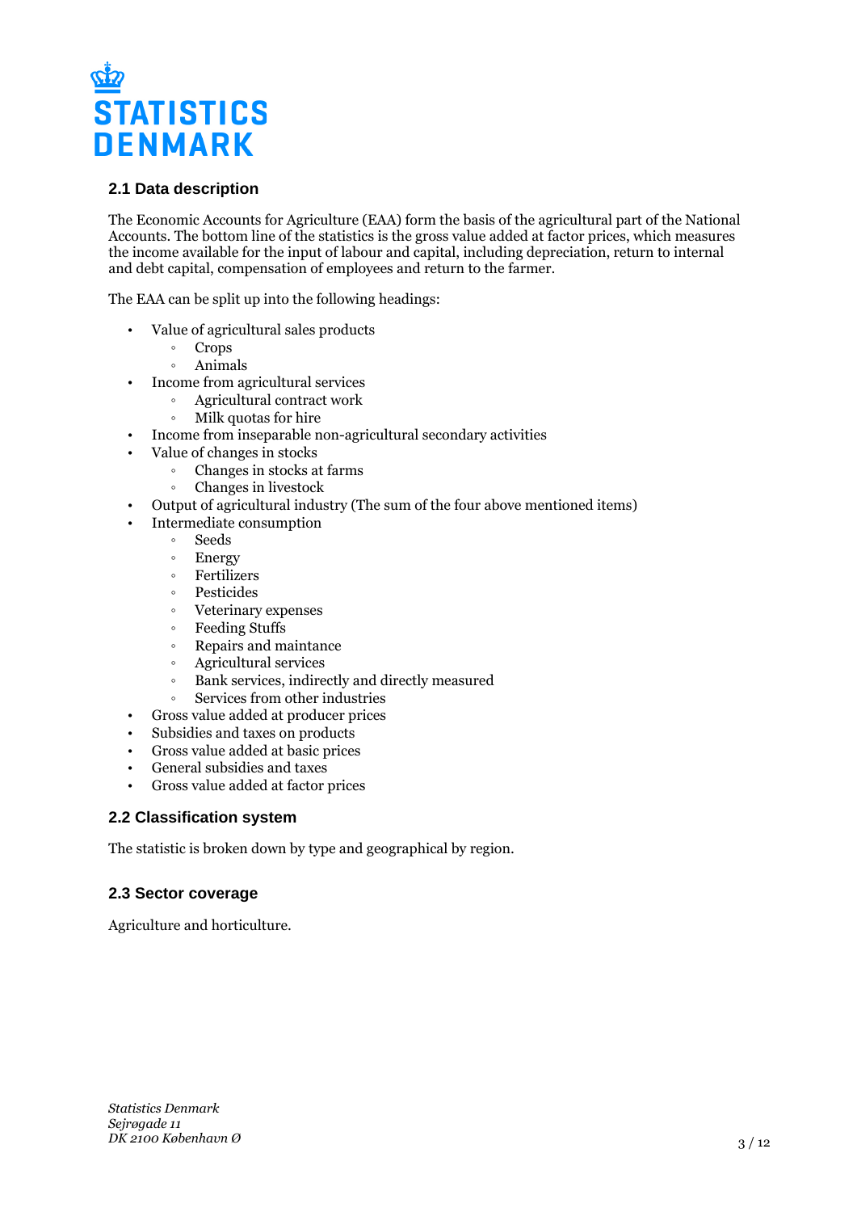## 2.1 Data description

The Economic Accounts for Agriculture (EAA) form the basis of the agricultural part of the National Accounts. The bottom line of the statistics is the gross value added at factor prices, which measures the income available for the input of labour and capital, including depreciation, return to internal and debt capital, compensation of employees and return to the farmer.

The EAA can be split up into the following headings:

- Value of agricultural sales products
  - Crops
  - Animals
- Income from agricultural services
  - Agricultural contract work
  - Milk quotas for hire
- Income from inseparable non-agricultural secondary activities
- Value of changes in stocks
  - Changes in stocks at farms
  - Changes in livestock
- Output of agricultural industry (The sum of the four above mentioned items)
- Intermediate consumption
  - Seeds
  - Energy
  - Fertilizers
  - Pesticides
  - Veterinary expenses
  - Feeding Stuffs
  - Repairs and maintance
  - Agricultural services
  - Bank services, indirectly and directly measured
  - Services from other industries
- Gross value added at producer prices
- Subsidies and taxes on products
- Gross value added at basic prices
- General subsidies and taxes
- Gross value added at factor prices

## 2.2 Classification system

The statistic is broken down by type and geographical by region.

## 2.3 Sector coverage

Agriculture and horticulture.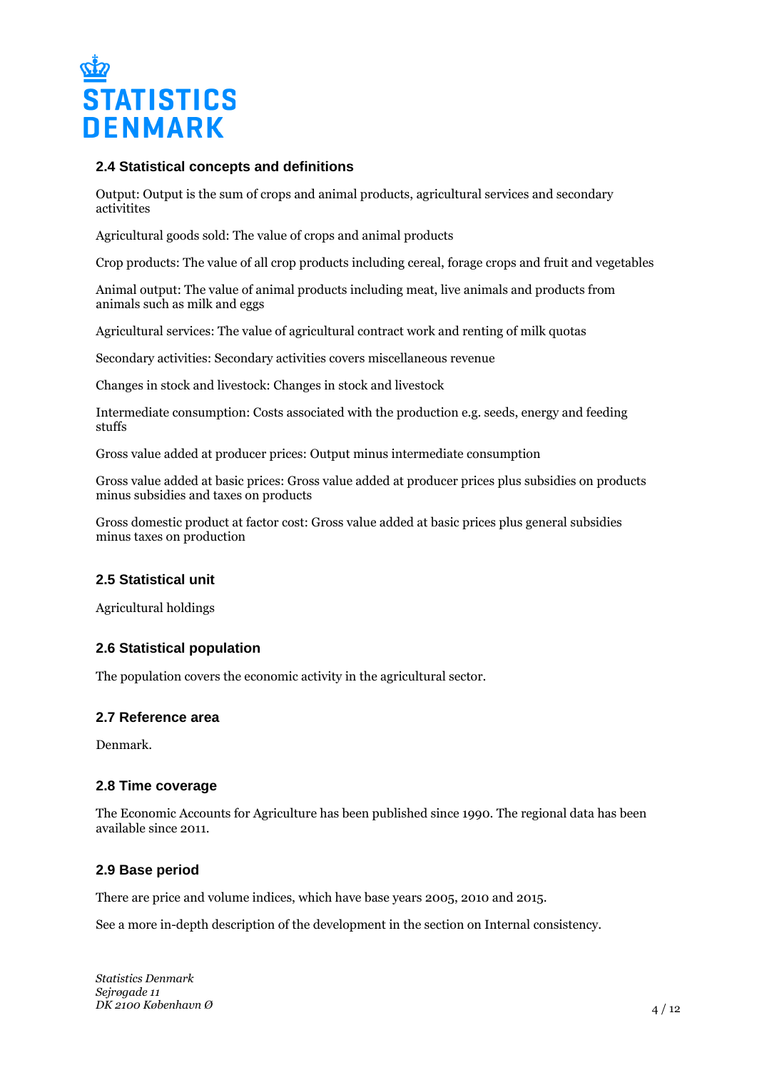### 2.4 Statistical concepts and definitions

Output: Output is the sum of crops and animal products, agricultural services and secondary activitites

Agricultural goods sold: The value of crops and animal products

Crop products: The value of all crop products including cereal, forage crops and fruit and vegetables

Animal output: The value of animal products including meat, live animals and products from animals such as milk and eggs

Agricultural services: The value of agricultural contract work and renting of milk quotas

Secondary activities: Secondary activities covers miscellaneous revenue

Changes in stock and livestock: Changes in stock and livestock

Intermediate consumption: Costs associated with the production e.g. seeds, energy and feeding stuffs

Gross value added at producer prices: Output minus intermediate consumption

Gross value added at basic prices: Gross value added at producer prices plus subsidies on products minus subsidies and taxes on products

Gross domestic product at factor cost: Gross value added at basic prices plus general subsidies minus taxes on production

### 2.5 Statistical unit

Agricultural holdings

### 2.6 Statistical population

The population covers the economic activity in the agricultural sector.

### 2.7 Reference area

Denmark.

### 2.8 Time coverage

The Economic Accounts for Agriculture has been published since 1990. The regional data has been available since 2011.

### 2.9 Base period

There are price and volume indices, which have base years 2005, 2010 and 2015.

See a more in-depth description of the development in the section on Internal consistency.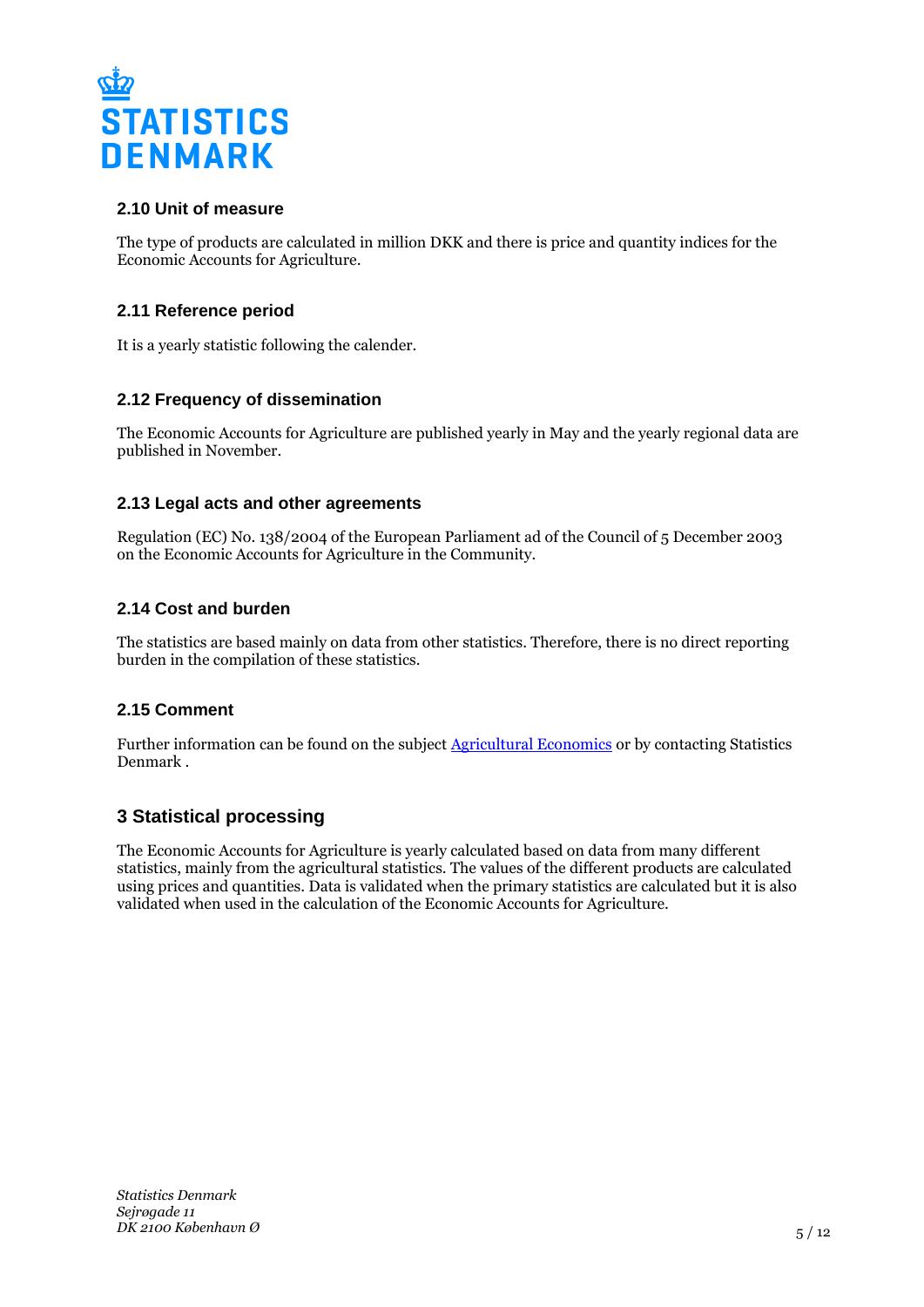### 2.10 Unit of measure

The type of products are calculated in million DKK and there is price and quantity indices for the Economic Accounts for Agriculture.

### 2.11 Reference period

It is a yearly statistic following the calender.

### 2.12 Frequency of dissemination

The Economic Accounts for Agriculture are published yearly in May and the yearly regional data are published in November.

### 2.13 Legal acts and other agreements

Regulation (EC) No. 138/2004 of the European Parliament ad of the Council of 5 December 2003 on the Economic Accounts for Agriculture in the Community.

### 2.14 Cost and burden

The statistics are based mainly on data from other statistics. Therefore, there is no direct reporting burden in the compilation of these statistics.

### 2.15 Comment

Further information can be found on the subject Agricultural Economics or by contacting Statistics Denmark .

## 3 Statistical processing

The Economic Accounts for Agriculture is yearly calculated based on data from many different statistics, mainly from the agricultural statistics. The values of the different products are calculated using prices and quantities. Data is validated when the primary statistics are calculated but it is also validated when used in the calculation of the Economic Accounts for Agriculture.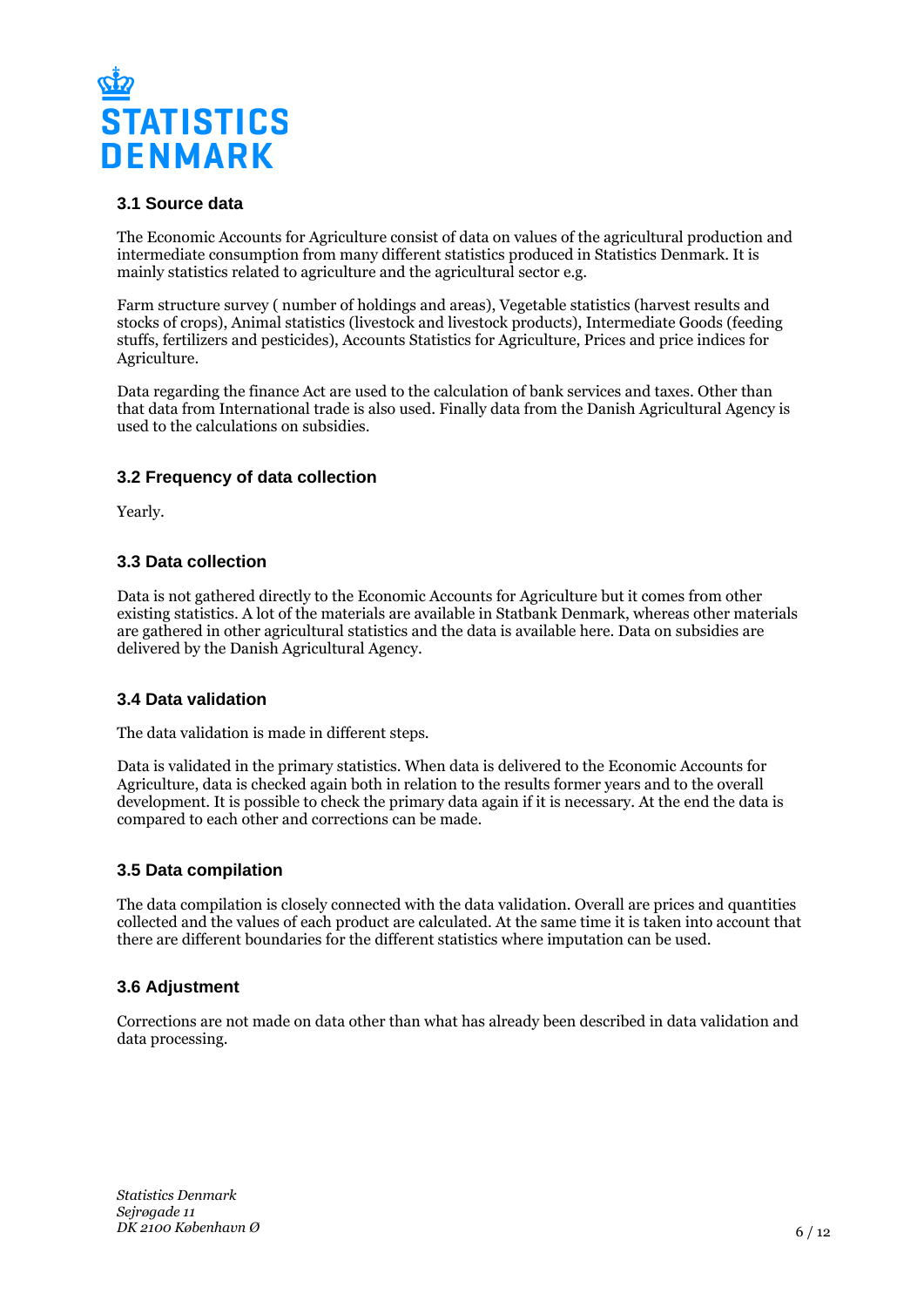### 3.1 Source data

The Economic Accounts for Agriculture consist of data on values of the agricultural production and intermediate consumption from many different statistics produced in Statistics Denmark. It is mainly statistics related to agriculture and the agricultural sector e.g.

Farm structure survey ( number of holdings and areas), Vegetable statistics (harvest results and stocks of crops), Animal statistics (livestock and livestock products), Intermediate Goods (feeding stuffs, fertilizers and pesticides), Accounts Statistics for Agriculture, Prices and price indices for Agriculture.

Data regarding the finance Act are used to the calculation of bank services and taxes. Other than that data from International trade is also used. Finally data from the Danish Agricultural Agency is used to the calculations on subsidies.

### 3.2 Frequency of data collection

Yearly.

### 3.3 Data collection

Data is not gathered directly to the Economic Accounts for Agriculture but it comes from other existing statistics. A lot of the materials are available in Statbank Denmark, whereas other materials are gathered in other agricultural statistics and the data is available here. Data on subsidies are delivered by the Danish Agricultural Agency.

### 3.4 Data validation

The data validation is made in different steps.

Data is validated in the primary statistics. When data is delivered to the Economic Accounts for Agriculture, data is checked again both in relation to the results former years and to the overall development. It is possible to check the primary data again if it is necessary. At the end the data is compared to each other and corrections can be made.

### 3.5 Data compilation

The data compilation is closely connected with the data validation. Overall are prices and quantities collected and the values of each product are calculated. At the same time it is taken into account that there are different boundaries for the different statistics where imputation can be used.

### 3.6 Adjustment

Corrections are not made on data other than what has already been described in data validation and data processing.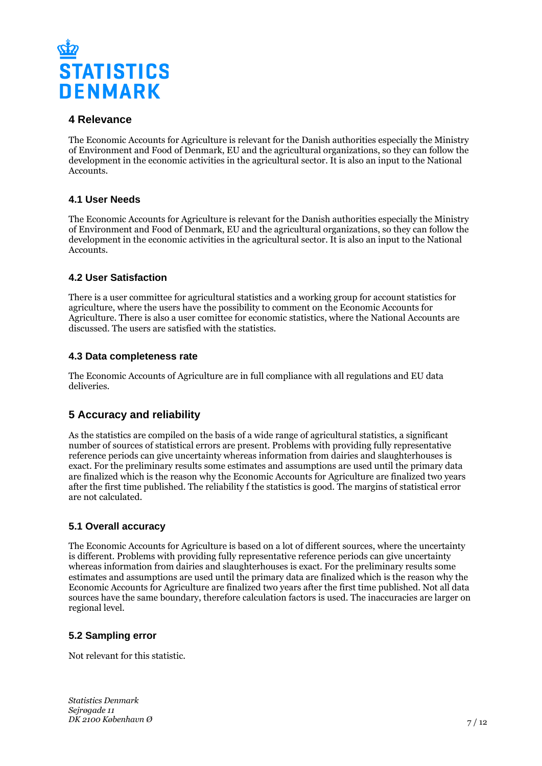## 4 Relevance

The Economic Accounts for Agriculture is relevant for the Danish authorities especially the Ministry of Environment and Food of Denmark, EU and the agricultural organizations, so they can follow the development in the economic activities in the agricultural sector. It is also an input to the National Accounts.

### 4.1 User Needs

The Economic Accounts for Agriculture is relevant for the Danish authorities especially the Ministry of Environment and Food of Denmark, EU and the agricultural organizations, so they can follow the development in the economic activities in the agricultural sector. It is also an input to the National Accounts.

### 4.2 User Satisfaction

There is a user committee for agricultural statistics and a working group for account statistics for agriculture, where the users have the possibility to comment on the Economic Accounts for Agriculture. There is also a user comittee for economic statistics, where the National Accounts are discussed. The users are satisfied with the statistics.

### 4.3 Data completeness rate

The Economic Accounts of Agriculture are in full compliance with all regulations and EU data deliveries.

## 5 Accuracy and reliability

As the statistics are compiled on the basis of a wide range of agricultural statistics, a significant number of sources of statistical errors are present. Problems with providing fully representative reference periods can give uncertainty whereas information from dairies and slaughterhouses is exact. For the preliminary results some estimates and assumptions are used until the primary data are finalized which is the reason why the Economic Accounts for Agriculture are finalized two years after the first time published. The reliability f the statistics is good. The margins of statistical error are not calculated.

### 5.1 Overall accuracy

The Economic Accounts for Agriculture is based on a lot of different sources, where the uncertainty is different. Problems with providing fully representative reference periods can give uncertainty whereas information from dairies and slaughterhouses is exact. For the preliminary results some estimates and assumptions are used until the primary data are finalized which is the reason why the Economic Accounts for Agriculture are finalized two years after the first time published. Not all data sources have the same boundary, therefore calculation factors is used. The inaccuracies are larger on regional level.

### 5.2 Sampling error

Not relevant for this statistic.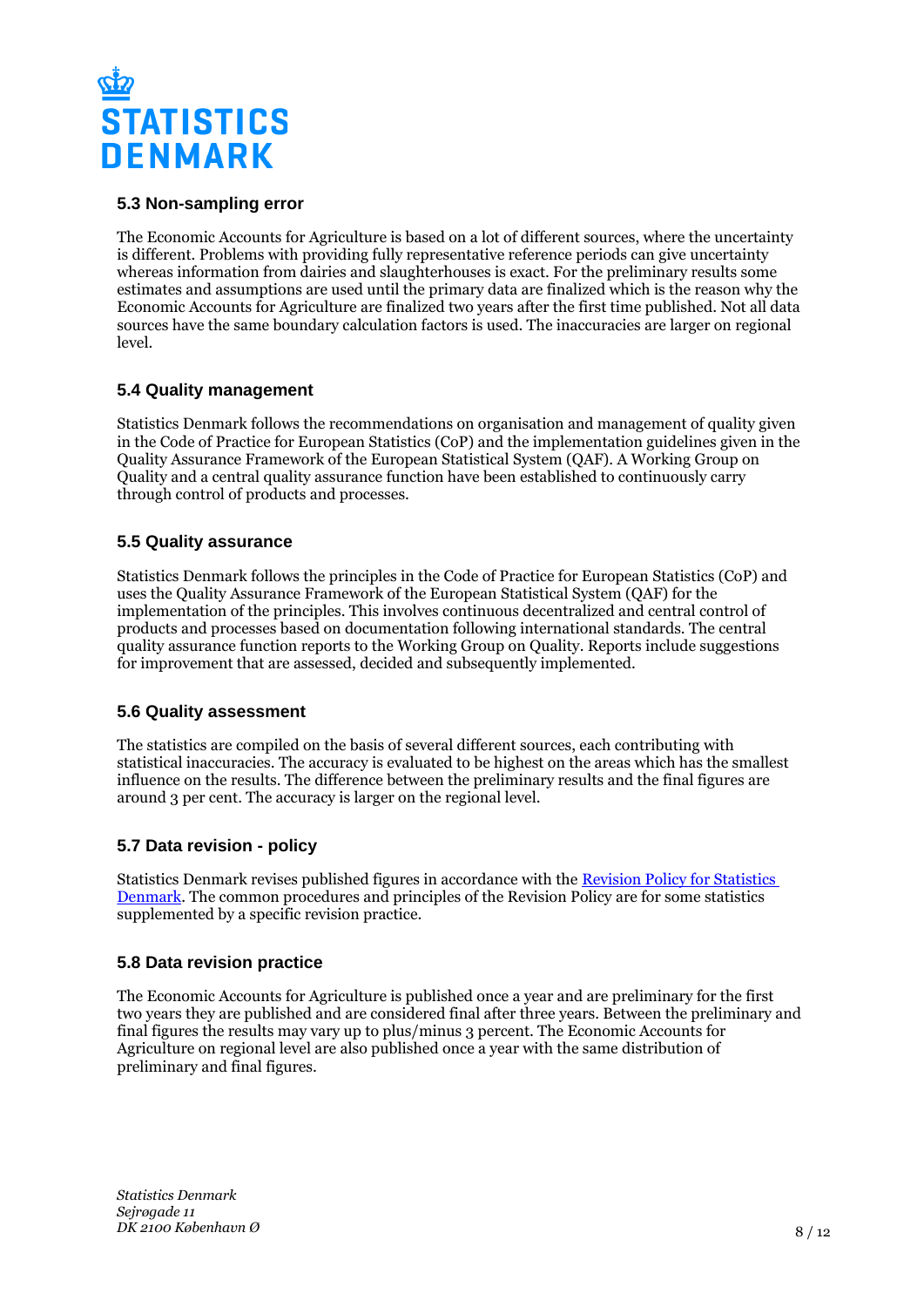### 5.3 Non-sampling error

The Economic Accounts for Agriculture is based on a lot of different sources, where the uncertainty is different. Problems with providing fully representative reference periods can give uncertainty whereas information from dairies and slaughterhouses is exact. For the preliminary results some estimates and assumptions are used until the primary data are finalized which is the reason why the Economic Accounts for Agriculture are finalized two years after the first time published. Not all data sources have the same boundary calculation factors is used. The inaccuracies are larger on regional level.

### 5.4 Quality management

Statistics Denmark follows the recommendations on organisation and management of quality given in the Code of Practice for European Statistics (CoP) and the implementation guidelines given in the Quality Assurance Framework of the European Statistical System (QAF). A Working Group on Quality and a central quality assurance function have been established to continuously carry through control of products and processes.

### 5.5 Quality assurance

Statistics Denmark follows the principles in the Code of Practice for European Statistics (CoP) and uses the Quality Assurance Framework of the European Statistical System (QAF) for the implementation of the principles. This involves continuous decentralized and central control of products and processes based on documentation following international standards. The central quality assurance function reports to the Working Group on Quality. Reports include suggestions for improvement that are assessed, decided and subsequently implemented.

### 5.6 Quality assessment

The statistics are compiled on the basis of several different sources, each contributing with statistical inaccuracies. The accuracy is evaluated to be highest on the areas which has the smallest influence on the results. The difference between the preliminary results and the final figures are around 3 per cent. The accuracy is larger on the regional level.

### 5.7 Data revision - policy

Statistics Denmark revises published figures in accordance with the [Revision Policy for Statistics Denmark](). The common procedures and principles of the Revision Policy are for some statistics supplemented by a specific revision practice.

### 5.8 Data revision practice

The Economic Accounts for Agriculture is published once a year and are preliminary for the first two years they are published and are considered final after three years. Between the preliminary and final figures the results may vary up to plus/minus 3 percent. The Economic Accounts for Agriculture on regional level are also published once a year with the same distribution of preliminary and final figures.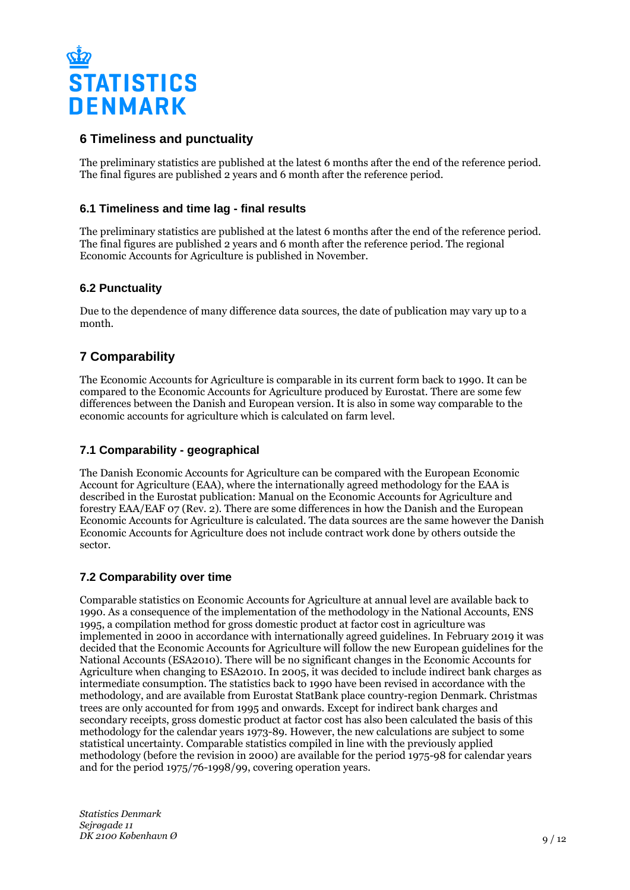## 6 Timeliness and punctuality

The preliminary statistics are published at the latest 6 months after the end of the reference period. The final figures are published 2 years and 6 month after the reference period.

### 6.1 Timeliness and time lag - final results

The preliminary statistics are published at the latest 6 months after the end of the reference period. The final figures are published 2 years and 6 month after the reference period. The regional Economic Accounts for Agriculture is published in November.

### 6.2 Punctuality

Due to the dependence of many difference data sources, the date of publication may vary up to a month.

## 7 Comparability

The Economic Accounts for Agriculture is comparable in its current form back to 1990. It can be compared to the Economic Accounts for Agriculture produced by Eurostat. There are some few differences between the Danish and European version. It is also in some way comparable to the economic accounts for agriculture which is calculated on farm level.

### 7.1 Comparability - geographical

The Danish Economic Accounts for Agriculture can be compared with the European Economic Account for Agriculture (EAA), where the internationally agreed methodology for the EAA is described in the Eurostat publication: Manual on the Economic Accounts for Agriculture and forestry EAA/EAF 07 (Rev. 2). There are some differences in how the Danish and the European Economic Accounts for Agriculture is calculated. The data sources are the same however the Danish Economic Accounts for Agriculture does not include contract work done by others outside the sector.

### 7.2 Comparability over time

Comparable statistics on Economic Accounts for Agriculture at annual level are available back to 1990. As a consequence of the implementation of the methodology in the National Accounts, ENS 1995, a compilation method for gross domestic product at factor cost in agriculture was implemented in 2000 in accordance with internationally agreed guidelines. In February 2019 it was decided that the Economic Accounts for Agriculture will follow the new European guidelines for the National Accounts (ESA2010). There will be no significant changes in the Economic Accounts for Agriculture when changing to ESA2010. In 2005, it was decided to include indirect bank charges as intermediate consumption. The statistics back to 1990 have been revised in accordance with the methodology, and are available from Eurostat StatBank place country-region Denmark. Christmas trees are only accounted for from 1995 and onwards. Except for indirect bank charges and secondary receipts, gross domestic product at factor cost has also been calculated the basis of this methodology for the calendar years 1973-89. However, the new calculations are subject to some statistical uncertainty. Comparable statistics compiled in line with the previously applied methodology (before the revision in 2000) are available for the period 1975-98 for calendar years and for the period 1975/76-1998/99, covering operation years.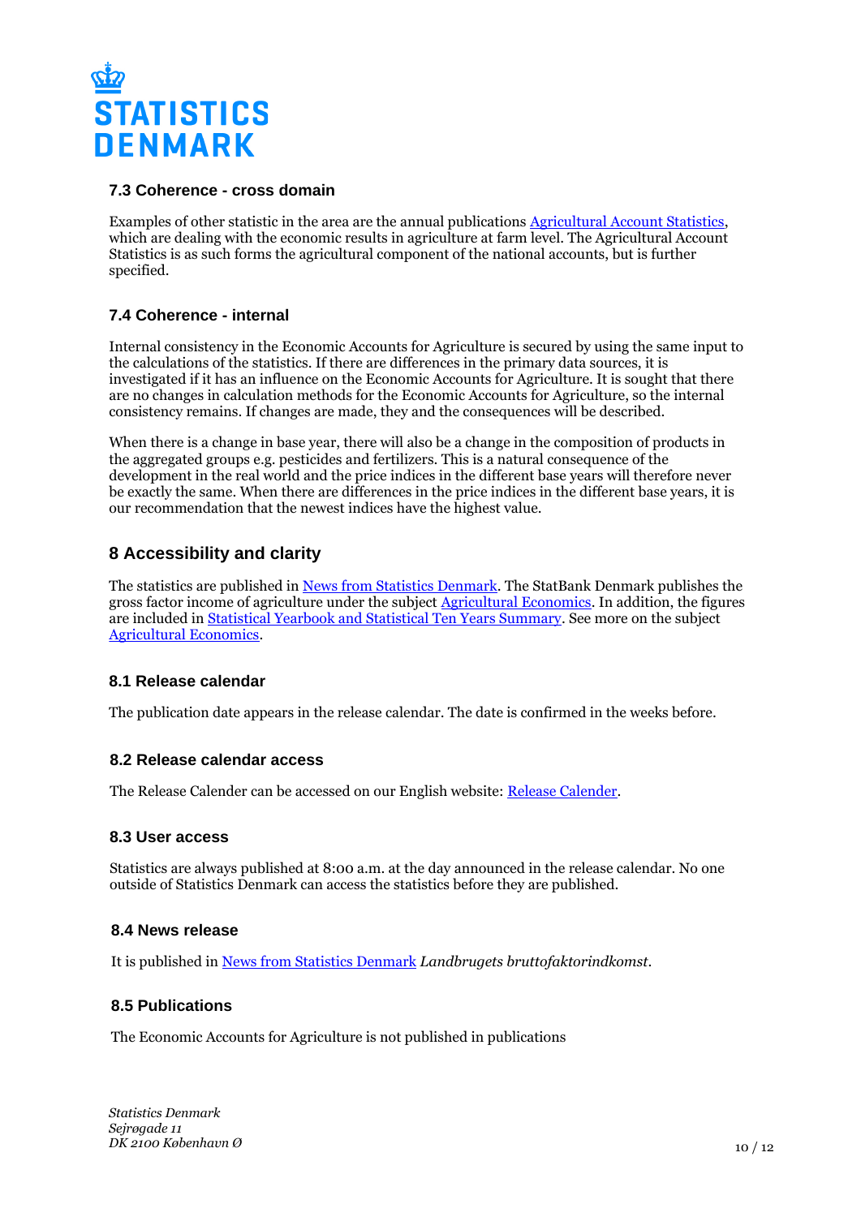### 7.3 Coherence - cross domain

Examples of other statistic in the area are the annual publications Agricultural Account Statistics, which are dealing with the economic results in agriculture at farm level. The Agricultural Account Statistics is as such forms the agricultural component of the national accounts, but is further specified.

### 7.4 Coherence - internal

Internal consistency in the Economic Accounts for Agriculture is secured by using the same input to the calculations of the statistics. If there are differences in the primary data sources, it is investigated if it has an influence on the Economic Accounts for Agriculture. It is sought that there are no changes in calculation methods for the Economic Accounts for Agriculture, so the internal consistency remains. If changes are made, they and the consequences will be described.

When there is a change in base year, there will also be a change in the composition of products in the aggregated groups e.g. pesticides and fertilizers. This is a natural consequence of the development in the real world and the price indices in the different base years will therefore never be exactly the same. When there are differences in the price indices in the different base years, it is our recommendation that the newest indices have the highest value.

## 8 Accessibility and clarity

The statistics are published in News from Statistics Denmark. The StatBank Denmark publishes the gross factor income of agriculture under the subject Agricultural Economics. In addition, the figures are included in Statistical Yearbook and Statistical Ten Years Summary. See more on the subject Agricultural Economics.

### 8.1 Release calendar

The publication date appears in the release calendar. The date is confirmed in the weeks before.

### 8.2 Release calendar access

The Release Calender can be accessed on our English website: Release Calender.

### 8.3 User access

Statistics are always published at 8:00 a.m. at the day announced in the release calendar. No one outside of Statistics Denmark can access the statistics before they are published.

### 8.4 News release

It is published in News from Statistics Denmark *Landbrugets bruttofaktorindkomst*.

### 8.5 Publications

The Economic Accounts for Agriculture is not published in publications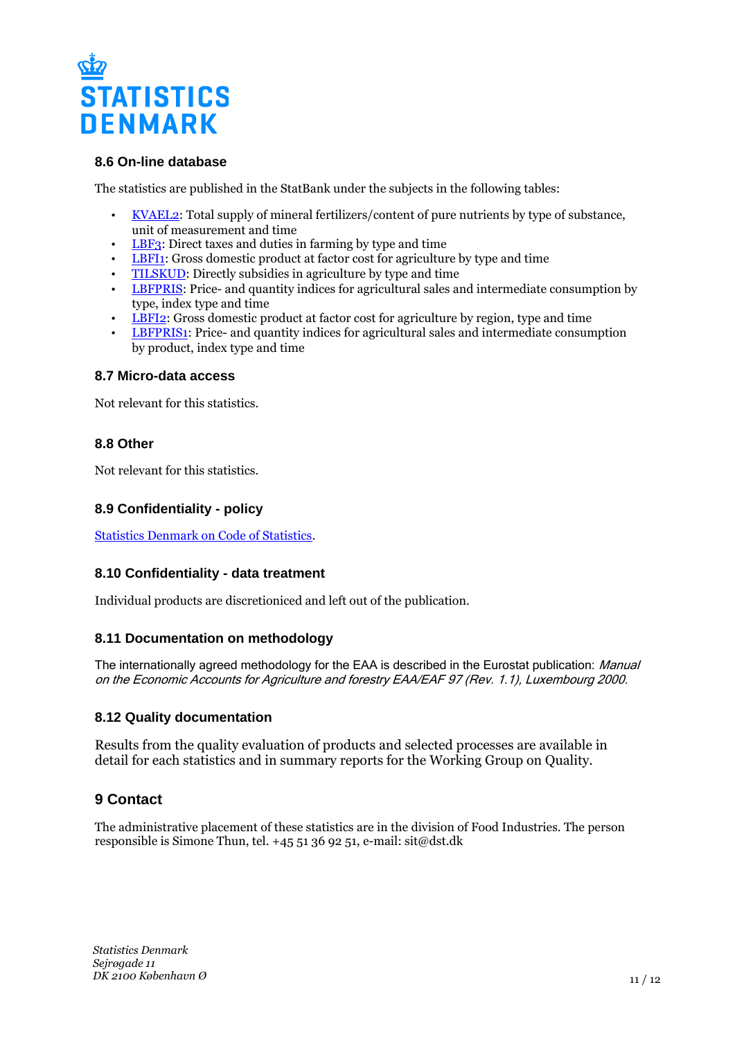### 8.6 On-line database

The statistics are published in the StatBank under the subjects in the following tables:

- KVAEL2: Total supply of mineral fertilizers/content of pure nutrients by type of substance, unit of measurement and time
- LBF3: Direct taxes and duties in farming by type and time
- LBFI1: Gross domestic product at factor cost for agriculture by type and time
- TILSKUD: Directly subsidies in agriculture by type and time
- LBFPRIS: Price- and quantity indices for agricultural sales and intermediate consumption by type, index type and time
- LBFI2: Gross domestic product at factor cost for agriculture by region, type and time
- LBFPRIS1: Price- and quantity indices for agricultural sales and intermediate consumption by product, index type and time

### 8.7 Micro-data access

Not relevant for this statistics.

### 8.8 Other

Not relevant for this statistics.

### 8.9 Confidentiality - policy

Statistics Denmark on Code of Statistics.

### 8.10 Confidentiality - data treatment

Individual products are discretioniced and left out of the publication.

### 8.11 Documentation on methodology

The internationally agreed methodology for the EAA is described in the Eurostat publication: *Manual on the Economic Accounts for Agriculture and forestry EAA/EAF 97 (Rev. 1.1), Luxembourg 2000.*

### 8.12 Quality documentation

Results from the quality evaluation of products and selected processes are available in detail for each statistics and in summary reports for the Working Group on Quality.

## 9 Contact

The administrative placement of these statistics are in the division of Food Industries. The person responsible is Simone Thun, tel. +45 51 36 92 51, e-mail: sit@dst.dk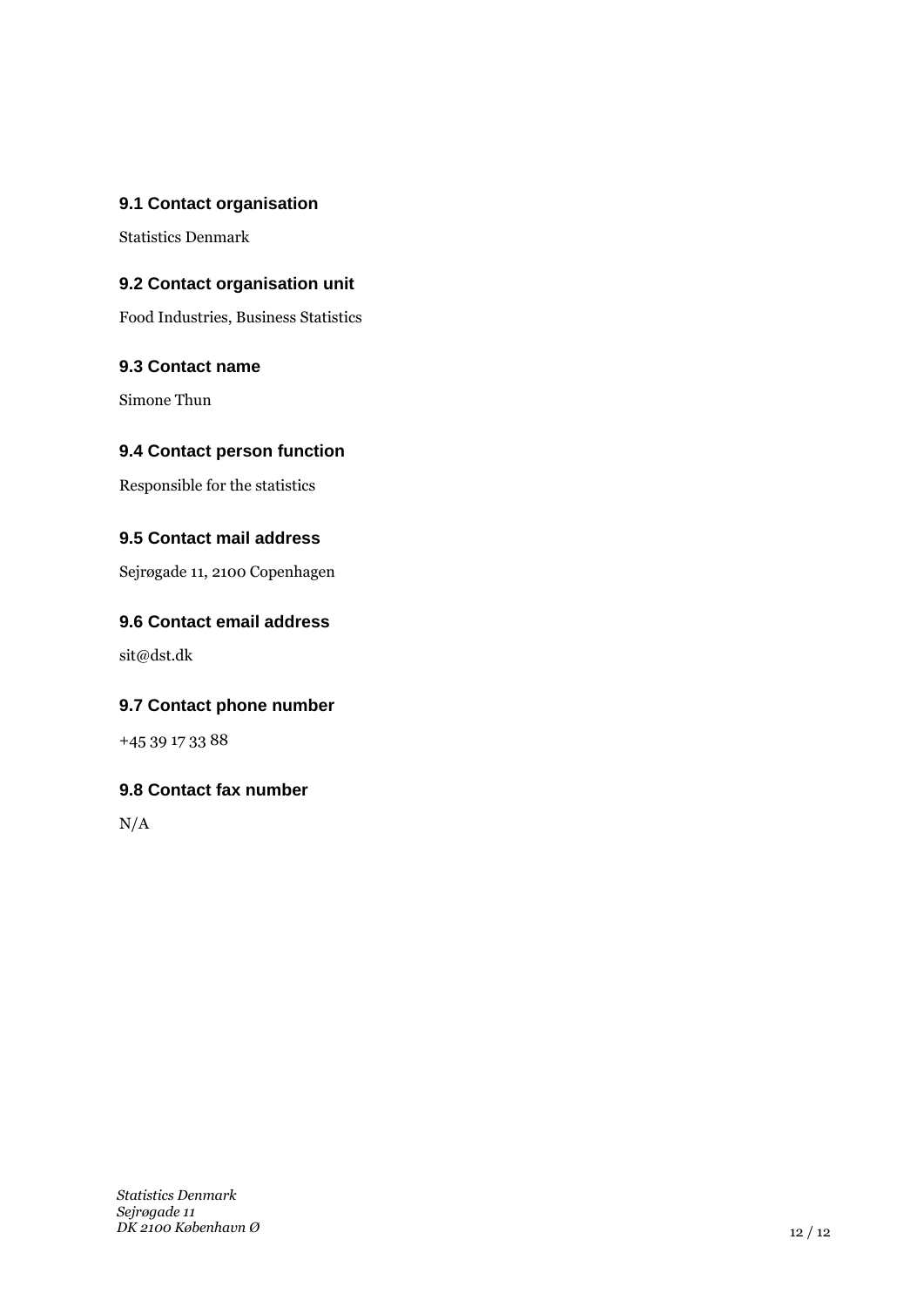### 9.1 Contact organisation

Statistics Denmark

### 9.2 Contact organisation unit

Food Industries, Business Statistics

### 9.3 Contact name

Simone Thun

### 9.4 Contact person function

Responsible for the statistics

### 9.5 Contact mail address

Sejrøgade 11, 2100 Copenhagen

### 9.6 Contact email address

sit@dst.dk

### 9.7 Contact phone number

+45 39 17 33 88

### 9.8 Contact fax number

N/A